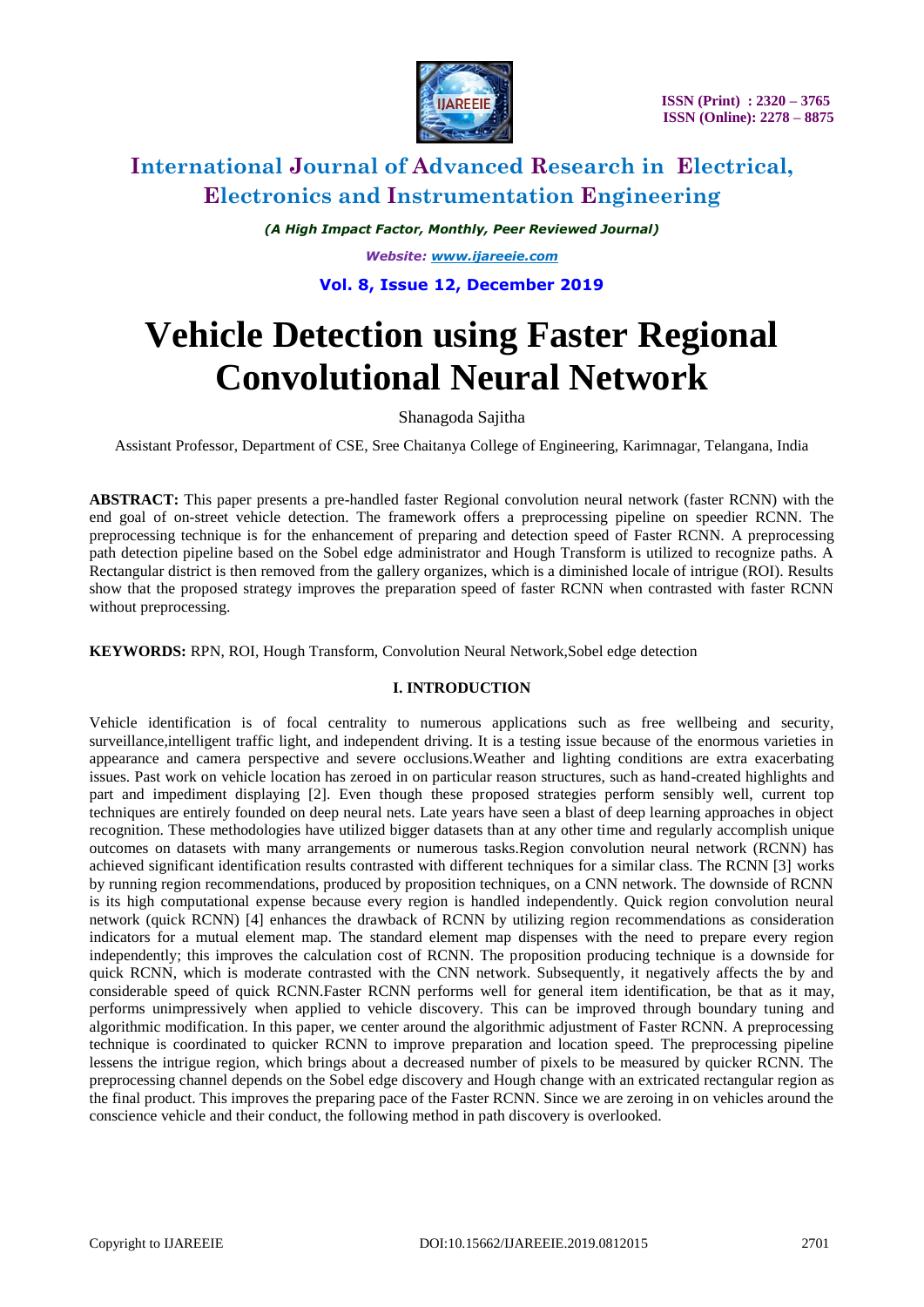# Vehicle Detection using Faster Regional Convolutional Neural Network

Shanagoda Sajitha

Assistant Professor, Department of CSE, Sree Chaitanya College of Engineering, Karimnagar, Telangana, India

**ABSTRACT:** This paper presents a pre-handled faster Regional convolution neural network (faster RCNN) with the end goal of on-street vehicle detection. The framework offers a preprocessing pipeline on speedier RCNN. The preprocessing technique is for the enhancement of preparing and detection speed of Faster RCNN. A preprocessing path detection pipeline based on the Sobel edge administrator and Hough Transform is utilized to recognize paths. A Rectangular district is then removed from the gallery organizes, which is a diminished locale of intrigue (ROI). Results show that the proposed strategy improves the preparation speed of faster RCNN when contrasted with faster RCNN without preprocessing.

**KEYWORDS:** RPN, ROI, Hough Transform, Convolution Neural Network,Sobel edge detection

## I. INTRODUCTION

Vehicle identification is of focal centrality to numerous applications such as free wellbeing and security, surveillance,intelligent traffic light, and independent driving. It is a testing issue because of the enormous varieties in appearance and camera perspective and severe occlusions.Weather and lighting conditions are extra exacerbating issues. Past work on vehicle location has zeroed in on particular reason structures, such as hand-created highlights and part and impediment displaying [2]. Even though these proposed strategies perform sensibly well, current top techniques are entirely founded on deep neural nets. Late years have seen a blast of deep learning approaches in object recognition. These methodologies have utilized bigger datasets than at any other time and regularly accomplish unique outcomes on datasets with many arrangements or numerous tasks.Region convolution neural network (RCNN) has achieved significant identification results contrasted with different techniques for a similar class. The RCNN [3] works by running region recommendations, produced by proposition techniques, on a CNN network. The downside of RCNN is its high computational expense because every region is handled independently. Quick region convolution neural network (quick RCNN) [4] enhances the drawback of RCNN by utilizing region recommendations as consideration indicators for a mutual element map. The standard element map dispenses with the need to prepare every region independently; this improves the calculation cost of RCNN. The proposition producing technique is a downside for quick RCNN, which is moderate contrasted with the CNN network. Subsequently, it negatively affects the by and considerable speed of quick RCNN.Faster RCNN performs well for general item identification, be that as it may, performs unimpressively when applied to vehicle discovery. This can be improved through boundary tuning and algorithmic modification. In this paper, we center around the algorithmic adjustment of Faster RCNN. A preprocessing technique is coordinated to quicker RCNN to improve preparation and location speed. The preprocessing pipeline lessens the intrigue region, which brings about a decreased number of pixels to be measured by quicker RCNN. The preprocessing channel depends on the Sobel edge discovery and Hough change with an extricated rectangular region as the final product. This improves the preparing pace of the Faster RCNN. Since we are zeroing in on vehicles around the conscience vehicle and their conduct, the following method in path discovery is overlooked.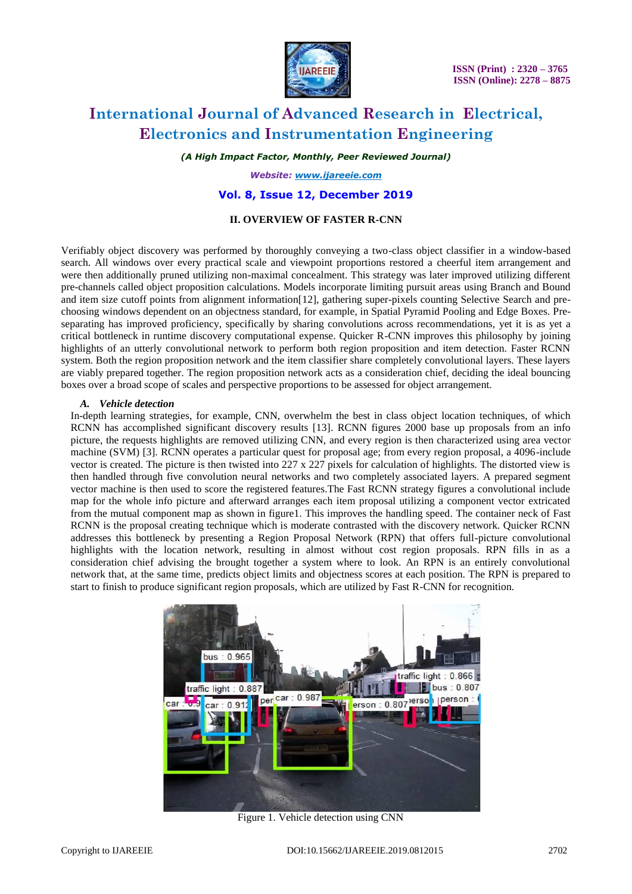## II. OVERVIEW OF FASTER R-CNN

Verifiably object discovery was performed by thoroughly conveying a two-class object classifier in a window-based search. All windows over every practical scale and viewpoint proportions restored a cheerful item arrangement and were then additionally pruned utilizing non-maximal concealment. This strategy was later improved utilizing different pre-channels called object proposition calculations. Models incorporate limiting pursuit areas using Branch and Bound and item size cutoff points from alignment information[12], gathering super-pixels counting Selective Search and pre-choosing windows dependent on an objectness standard, for example, in Spatial Pyramid Pooling and Edge Boxes. Pre-separating has improved proficiency, specifically by sharing convolutions across recommendations, yet it is as yet a critical bottleneck in runtime discovery computational expense. Quicker R-CNN improves this philosophy by joining highlights of an utterly convolutional network to perform both region proposition and item detection. Faster RCNN system. Both the region proposition network and the item classifier share completely convolutional layers. These layers are viably prepared together. The region proposition network acts as a consideration chief, deciding the ideal bouncing boxes over a broad scope of scales and perspective proportions to be assessed for object arrangement.

### *A. Vehicle detection*

In-depth learning strategies, for example, CNN, overwhelm the best in class object location techniques, of which RCNN has accomplished significant discovery results [13]. RCNN figures 2000 base up proposals from an info picture, the requests highlights are removed utilizing CNN, and every region is then characterized using area vector machine (SVM) [3]. RCNN operates a particular quest for proposal age; from every region proposal, a 4096-include vector is created. The picture is then twisted into 227 x 227 pixels for calculation of highlights. The distorted view is then handled through five convolution neural networks and two completely associated layers. A prepared segment vector machine is then used to score the registered features.The Fast RCNN strategy figures a convolutional include map for the whole info picture and afterward arranges each item proposal utilizing a component vector extricated from the mutual component map as shown in figure1. This improves the handling speed. The container neck of Fast RCNN is the proposal creating technique which is moderate contrasted with the discovery network. Quicker RCNN addresses this bottleneck by presenting a Region Proposal Network (RPN) that offers full-picture convolutional highlights with the location network, resulting in almost without cost region proposals. RPN fills in as a consideration chief advising the brought together a system where to look. An RPN is an entirely convolutional network that, at the same time, predicts object limits and objectness scores at each position. The RPN is prepared to start to finish to produce significant region proposals, which are utilized by Fast R-CNN for recognition.

Figure 1. Vehicle detection using CNN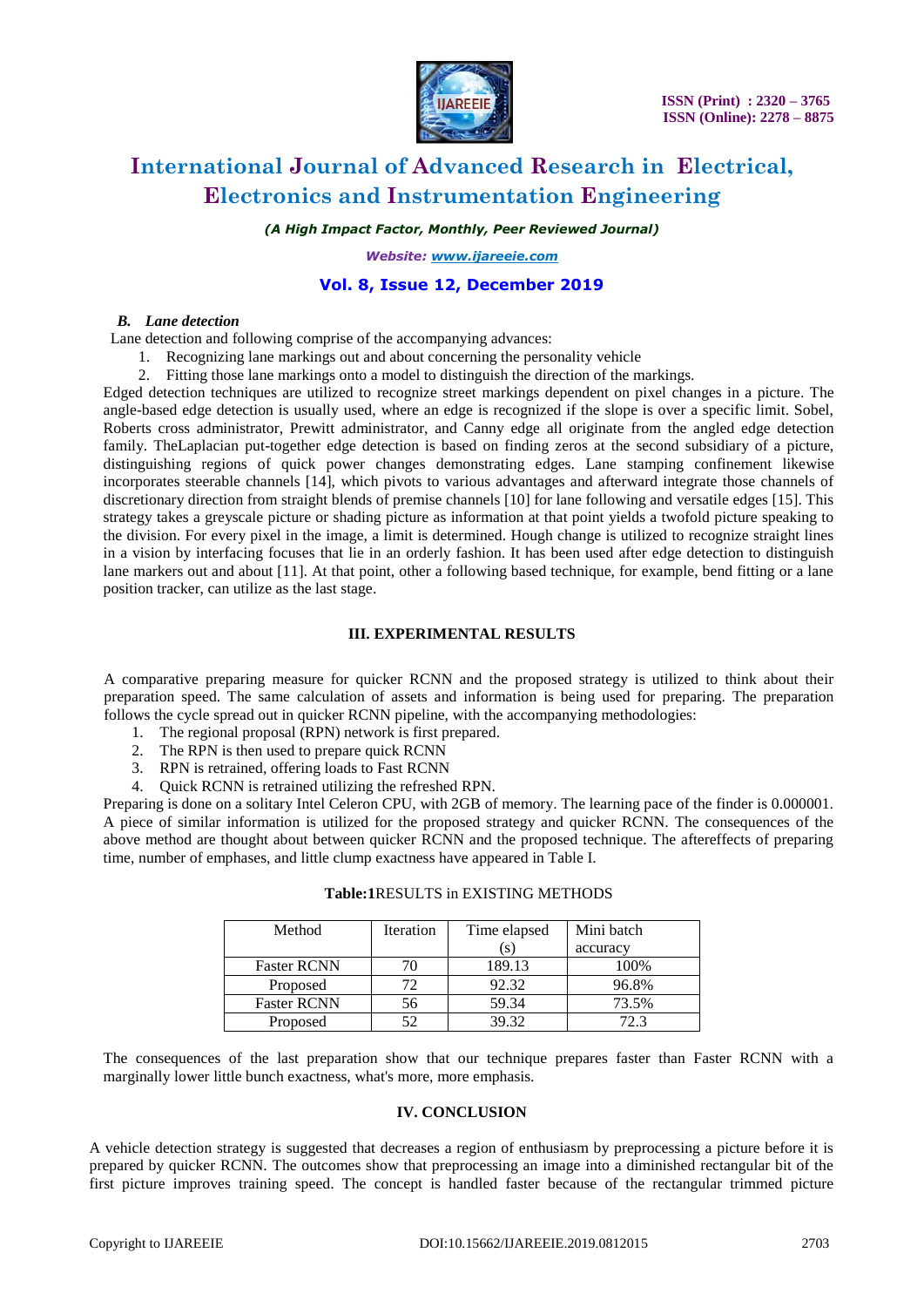### *B. Lane detection*

Lane detection and following comprise of the accompanying advances:

1. Recognizing lane markings out and about concerning the personality vehicle
2. Fitting those lane markings onto a model to distinguish the direction of the markings.

Edged detection techniques are utilized to recognize street markings dependent on pixel changes in a picture. The angle-based edge detection is usually used, where an edge is recognized if the slope is over a specific limit. Sobel, Roberts cross administrator, Prewitt administrator, and Canny edge all originate from the angled edge detection family. TheLaplacian put-together edge detection is based on finding zeros at the second subsidiary of a picture, distinguishing regions of quick power changes demonstrating edges. Lane stamping confinement likewise incorporates steerable channels [14], which pivots to various advantages and afterward integrate those channels of discretionary direction from straight blends of premise channels [10] for lane following and versatile edges [15]. This strategy takes a greyscale picture or shading picture as information at that point yields a twofold picture speaking to the division. For every pixel in the image, a limit is determined. Hough change is utilized to recognize straight lines in a vision by interfacing focuses that lie in an orderly fashion. It has been used after edge detection to distinguish lane markers out and about [11]. At that point, other a following based technique, for example, bend fitting or a lane position tracker, can utilize as the last stage.

## III. EXPERIMENTAL RESULTS

A comparative preparing measure for quicker RCNN and the proposed strategy is utilized to think about their preparation speed. The same calculation of assets and information is being used for preparing. The preparation follows the cycle spread out in quicker RCNN pipeline, with the accompanying methodologies:

1. The regional proposal (RPN) network is first prepared.
2. The RPN is then used to prepare quick RCNN
3. RPN is retrained, offering loads to Fast RCNN
4. Quick RCNN is retrained utilizing the refreshed RPN.

Preparing is done on a solitary Intel Celeron CPU, with 2GB of memory. The learning pace of the finder is 0.000001. A piece of similar information is utilized for the proposed strategy and quicker RCNN. The consequences of the above method are thought about between quicker RCNN and the proposed technique. The aftereffects of preparing time, number of emphases, and little clump exactness have appeared in Table I.

**Table:1**RESULTS in EXISTING METHODS

| Method | Iteration | Time elapsed (s) | Mini batch accuracy |
|---|---|---|---|
| Faster RCNN | 70 | 189.13 | 100% |
| Proposed | 72 | 92.32 | 96.8% |
| Faster RCNN | 56 | 59.34 | 73.5% |
| Proposed | 52 | 39.32 | 72.3 |

The consequences of the last preparation show that our technique prepares faster than Faster RCNN with a marginally lower little bunch exactness, what's more, more emphasis.

## IV. CONCLUSION

A vehicle detection strategy is suggested that decreases a region of enthusiasm by preprocessing a picture before it is prepared by quicker RCNN. The outcomes show that preprocessing an image into a diminished rectangular bit of the first picture improves training speed. The concept is handled faster because of the rectangular trimmed picture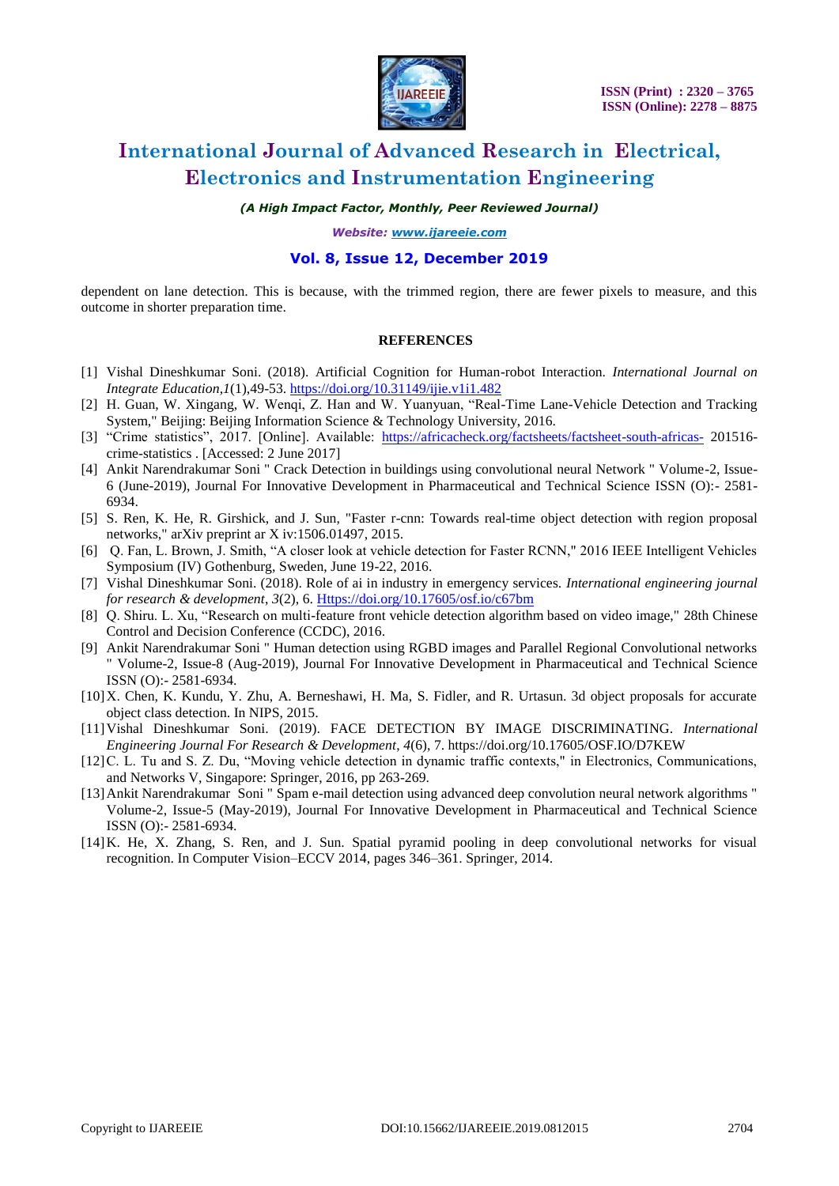dependent on lane detection. This is because, with the trimmed region, there are fewer pixels to measure, and this outcome in shorter preparation time.

## REFERENCES

[1] Vishal Dineshkumar Soni. (2018). Artificial Cognition for Human-robot Interaction. *International Journal on Integrate Education*,*1*(1),49-53. https://doi.org/10.31149/ijie.v1i1.482

[2] H. Guan, W. Xingang, W. Wenqi, Z. Han and W. Yuanyuan, "Real-Time Lane-Vehicle Detection and Tracking System," Beijing: Beijing Information Science & Technology University, 2016.

[3] "Crime statistics", 2017. [Online]. Available: https://africacheck.org/factsheets/factsheet-south-africas- 201516-crime-statistics . [Accessed: 2 June 2017]

[4] Ankit Narendrakumar Soni " Crack Detection in buildings using convolutional neural Network " Volume-2, Issue-6 (June-2019), Journal For Innovative Development in Pharmaceutical and Technical Science ISSN (O):- 2581-6934.

[5] S. Ren, K. He, R. Girshick, and J. Sun, "Faster r-cnn: Towards real-time object detection with region proposal networks," arXiv preprint ar X iv:1506.01497, 2015.

[6] Q. Fan, L. Brown, J. Smith, "A closer look at vehicle detection for Faster RCNN," 2016 IEEE Intelligent Vehicles Symposium (IV) Gothenburg, Sweden, June 19-22, 2016.

[7] Vishal Dineshkumar Soni. (2018). Role of ai in industry in emergency services. *International engineering journal for research & development*, *3*(2), 6. Https://doi.org/10.17605/osf.io/c67bm

[8] Q. Shiru. L. Xu, "Research on multi-feature front vehicle detection algorithm based on video image," 28th Chinese Control and Decision Conference (CCDC), 2016.

[9] Ankit Narendrakumar Soni " Human detection using RGBD images and Parallel Regional Convolutional networks " Volume-2, Issue-8 (Aug-2019), Journal For Innovative Development in Pharmaceutical and Technical Science ISSN (O):- 2581-6934.

[10] X. Chen, K. Kundu, Y. Zhu, A. Berneshawi, H. Ma, S. Fidler, and R. Urtasun. 3d object proposals for accurate object class detection. In NIPS, 2015.

[11] Vishal Dineshkumar Soni. (2019). FACE DETECTION BY IMAGE DISCRIMINATING. *International Engineering Journal For Research & Development*, *4*(6), 7. https://doi.org/10.17605/OSF.IO/D7KEW

[12] C. L. Tu and S. Z. Du, "Moving vehicle detection in dynamic traffic contexts," in Electronics, Communications, and Networks V, Singapore: Springer, 2016, pp 263-269.

[13] Ankit Narendrakumar Soni " Spam e-mail detection using advanced deep convolution neural network algorithms " Volume-2, Issue-5 (May-2019), Journal For Innovative Development in Pharmaceutical and Technical Science ISSN (O):- 2581-6934.

[14] K. He, X. Zhang, S. Ren, and J. Sun. Spatial pyramid pooling in deep convolutional networks for visual recognition. In Computer Vision–ECCV 2014, pages 346–361. Springer, 2014.